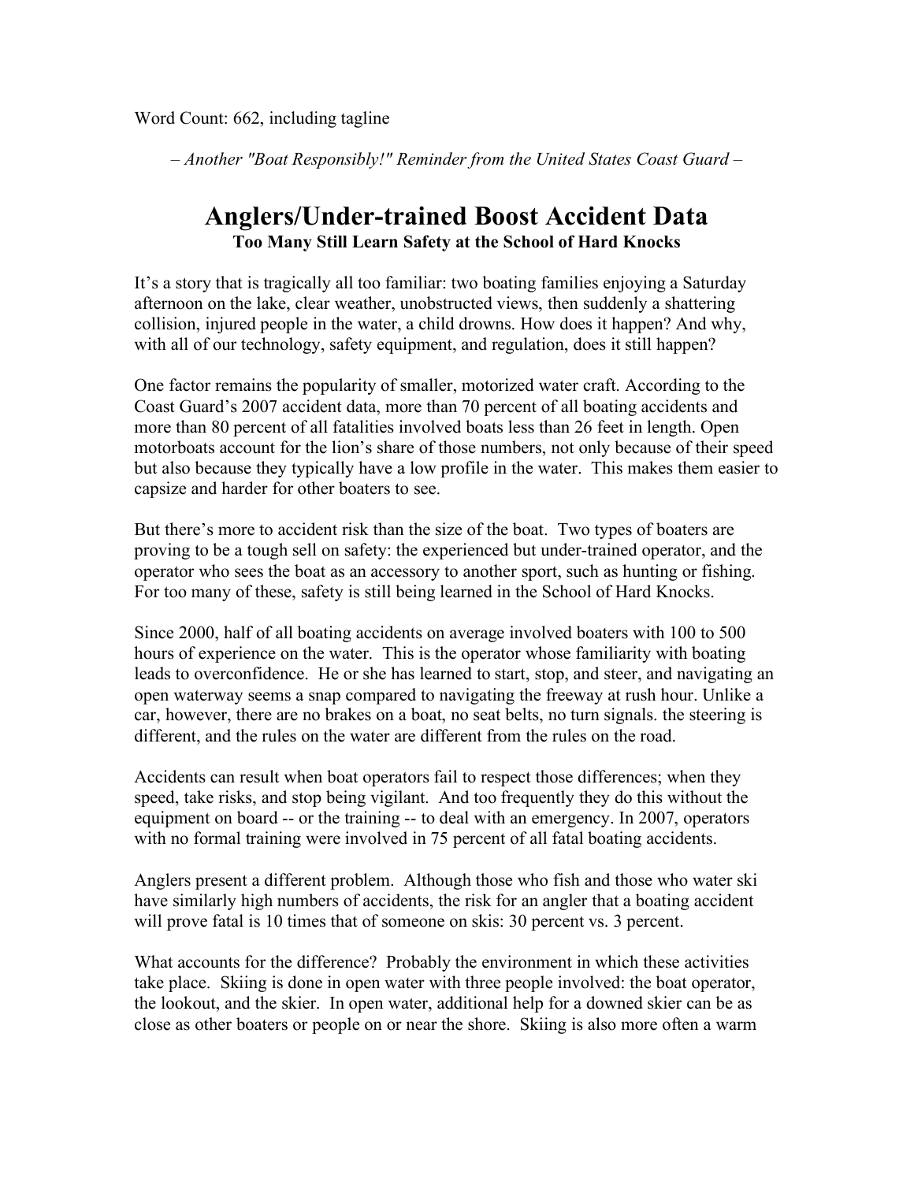Word Count: 662, including tagline

*– Another "Boat Responsibly!" Reminder from the United States Coast Guard –*

# Anglers/Under-trained Boost Accident Data

**Too Many Still Learn Safety at the School of Hard Knocks**

It's a story that is tragically all too familiar: two boating families enjoying a Saturday afternoon on the lake, clear weather, unobstructed views, then suddenly a shattering collision, injured people in the water, a child drowns. How does it happen? And why, with all of our technology, safety equipment, and regulation, does it still happen?

One factor remains the popularity of smaller, motorized water craft. According to the Coast Guard's 2007 accident data, more than 70 percent of all boating accidents and more than 80 percent of all fatalities involved boats less than 26 feet in length. Open motorboats account for the lion's share of those numbers, not only because of their speed but also because they typically have a low profile in the water. This makes them easier to capsize and harder for other boaters to see.

But there's more to accident risk than the size of the boat. Two types of boaters are proving to be a tough sell on safety: the experienced but under-trained operator, and the operator who sees the boat as an accessory to another sport, such as hunting or fishing. For too many of these, safety is still being learned in the School of Hard Knocks.

Since 2000, half of all boating accidents on average involved boaters with 100 to 500 hours of experience on the water. This is the operator whose familiarity with boating leads to overconfidence. He or she has learned to start, stop, and steer, and navigating an open waterway seems a snap compared to navigating the freeway at rush hour. Unlike a car, however, there are no brakes on a boat, no seat belts, no turn signals. the steering is different, and the rules on the water are different from the rules on the road.

Accidents can result when boat operators fail to respect those differences; when they speed, take risks, and stop being vigilant. And too frequently they do this without the equipment on board -- or the training -- to deal with an emergency. In 2007, operators with no formal training were involved in 75 percent of all fatal boating accidents.

Anglers present a different problem. Although those who fish and those who water ski have similarly high numbers of accidents, the risk for an angler that a boating accident will prove fatal is 10 times that of someone on skis: 30 percent vs. 3 percent.

What accounts for the difference? Probably the environment in which these activities take place. Skiing is done in open water with three people involved: the boat operator, the lookout, and the skier. In open water, additional help for a downed skier can be as close as other boaters or people on or near the shore. Skiing is also more often a warm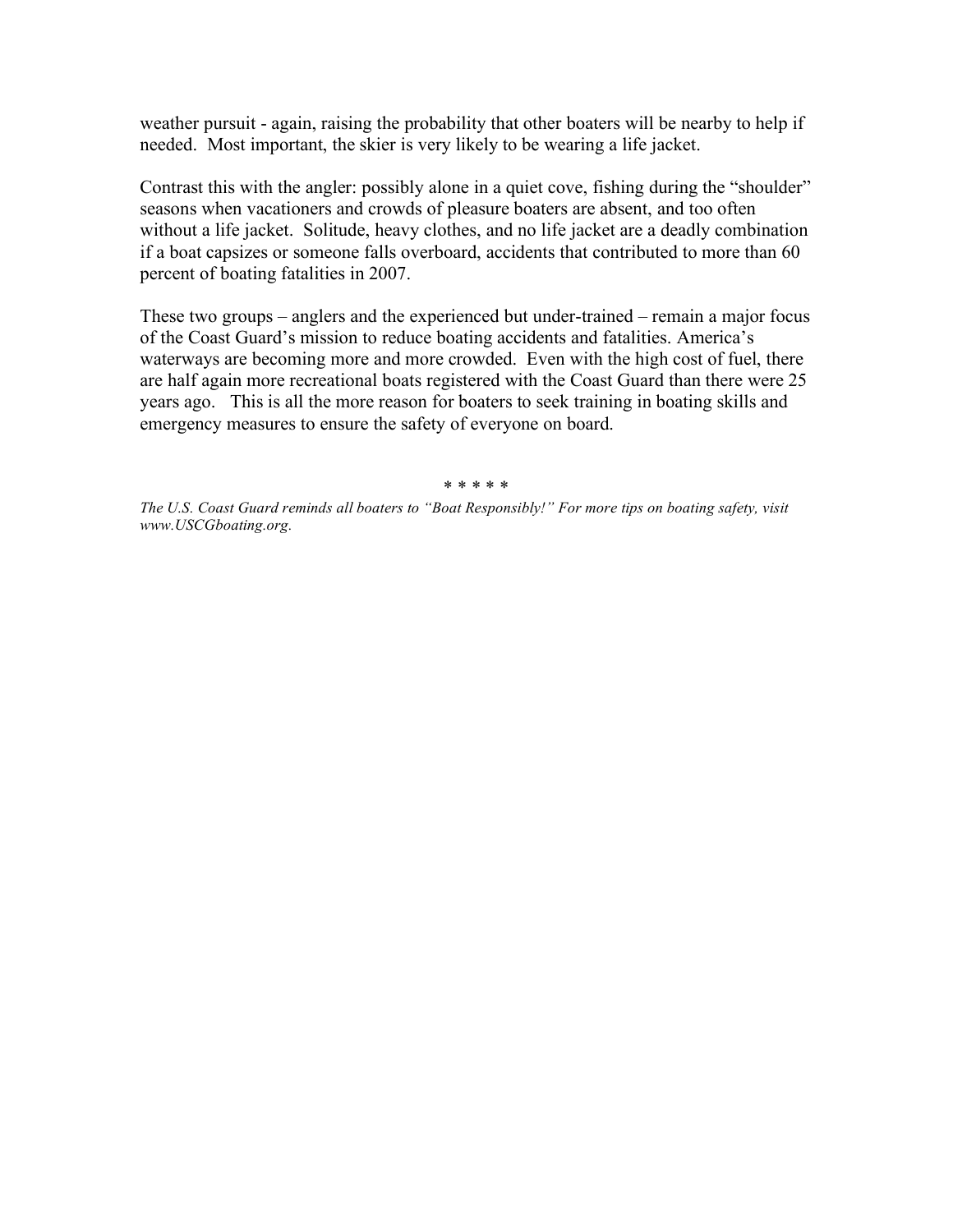weather pursuit - again, raising the probability that other boaters will be nearby to help if needed. Most important, the skier is very likely to be wearing a life jacket.

Contrast this with the angler: possibly alone in a quiet cove, fishing during the "shoulder" seasons when vacationers and crowds of pleasure boaters are absent, and too often without a life jacket. Solitude, heavy clothes, and no life jacket are a deadly combination if a boat capsizes or someone falls overboard, accidents that contributed to more than 60 percent of boating fatalities in 2007.

These two groups – anglers and the experienced but under-trained – remain a major focus of the Coast Guard's mission to reduce boating accidents and fatalities. America's waterways are becoming more and more crowded. Even with the high cost of fuel, there are half again more recreational boats registered with the Coast Guard than there were 25 years ago. This is all the more reason for boaters to seek training in boating skills and emergency measures to ensure the safety of everyone on board.

* * * * *

*The U.S. Coast Guard reminds all boaters to "Boat Responsibly!" For more tips on boating safety, visit www.USCGboating.org.*